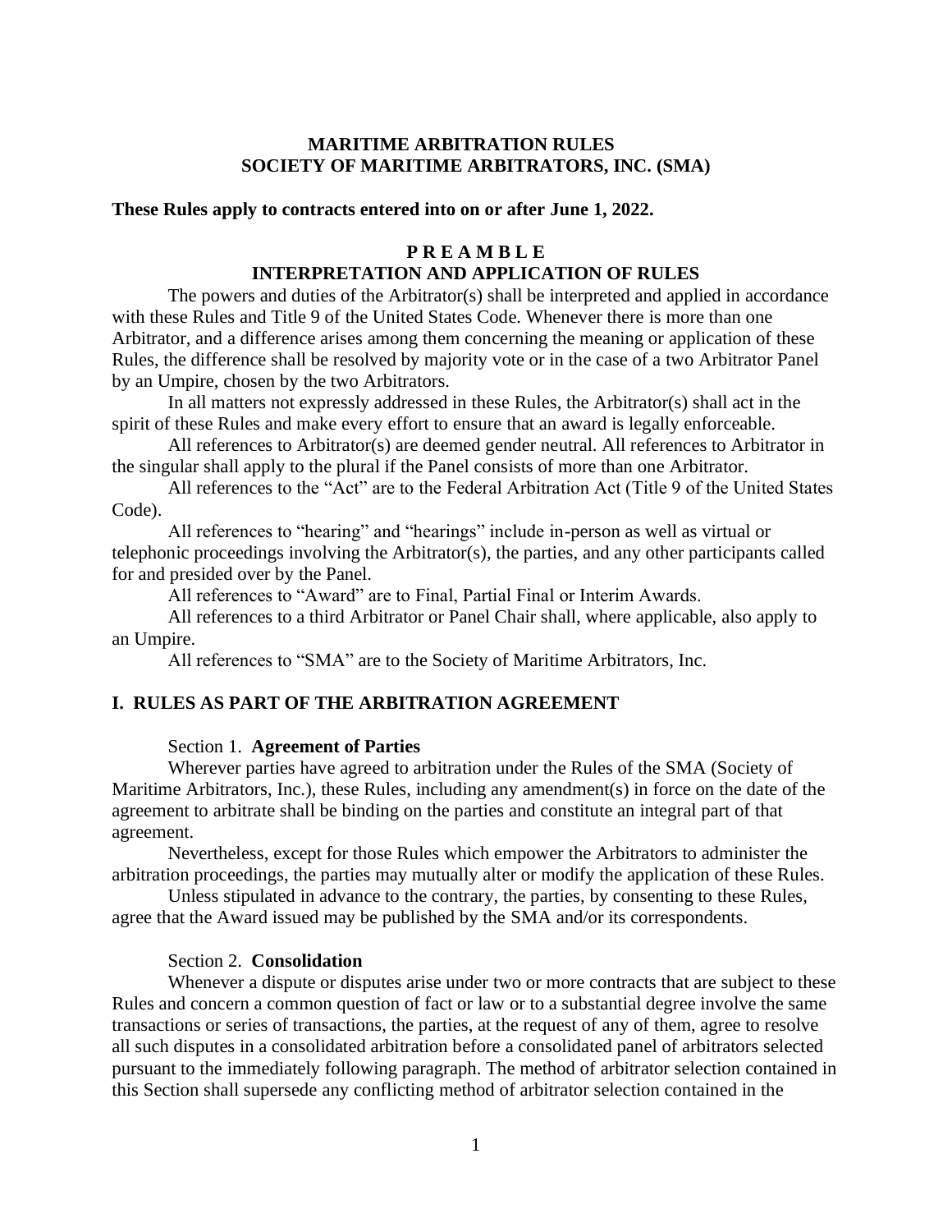# MARITIME ARBITRATION RULES
# SOCIETY OF MARITIME ARBITRATORS, INC. (SMA)

**These Rules apply to contracts entered into on or after June 1, 2022.**

## P R E A M B L E
## INTERPRETATION AND APPLICATION OF RULES

The powers and duties of the Arbitrator(s) shall be interpreted and applied in accordance with these Rules and Title 9 of the United States Code. Whenever there is more than one Arbitrator, and a difference arises among them concerning the meaning or application of these Rules, the difference shall be resolved by majority vote or in the case of a two Arbitrator Panel by an Umpire, chosen by the two Arbitrators.

In all matters not expressly addressed in these Rules, the Arbitrator(s) shall act in the spirit of these Rules and make every effort to ensure that an award is legally enforceable.

All references to Arbitrator(s) are deemed gender neutral. All references to Arbitrator in the singular shall apply to the plural if the Panel consists of more than one Arbitrator.

All references to the "Act" are to the Federal Arbitration Act (Title 9 of the United States Code).

All references to "hearing" and "hearings" include in-person as well as virtual or telephonic proceedings involving the Arbitrator(s), the parties, and any other participants called for and presided over by the Panel.

All references to "Award" are to Final, Partial Final or Interim Awards.

All references to a third Arbitrator or Panel Chair shall, where applicable, also apply to an Umpire.

All references to "SMA" are to the Society of Maritime Arbitrators, Inc.

## I. RULES AS PART OF THE ARBITRATION AGREEMENT

### Section 1. **Agreement of Parties**

Wherever parties have agreed to arbitration under the Rules of the SMA (Society of Maritime Arbitrators, Inc.), these Rules, including any amendment(s) in force on the date of the agreement to arbitrate shall be binding on the parties and constitute an integral part of that agreement.

Nevertheless, except for those Rules which empower the Arbitrators to administer the arbitration proceedings, the parties may mutually alter or modify the application of these Rules.

Unless stipulated in advance to the contrary, the parties, by consenting to these Rules, agree that the Award issued may be published by the SMA and/or its correspondents.

### Section 2. **Consolidation**

Whenever a dispute or disputes arise under two or more contracts that are subject to these Rules and concern a common question of fact or law or to a substantial degree involve the same transactions or series of transactions, the parties, at the request of any of them, agree to resolve all such disputes in a consolidated arbitration before a consolidated panel of arbitrators selected pursuant to the immediately following paragraph. The method of arbitrator selection contained in this Section shall supersede any conflicting method of arbitrator selection contained in the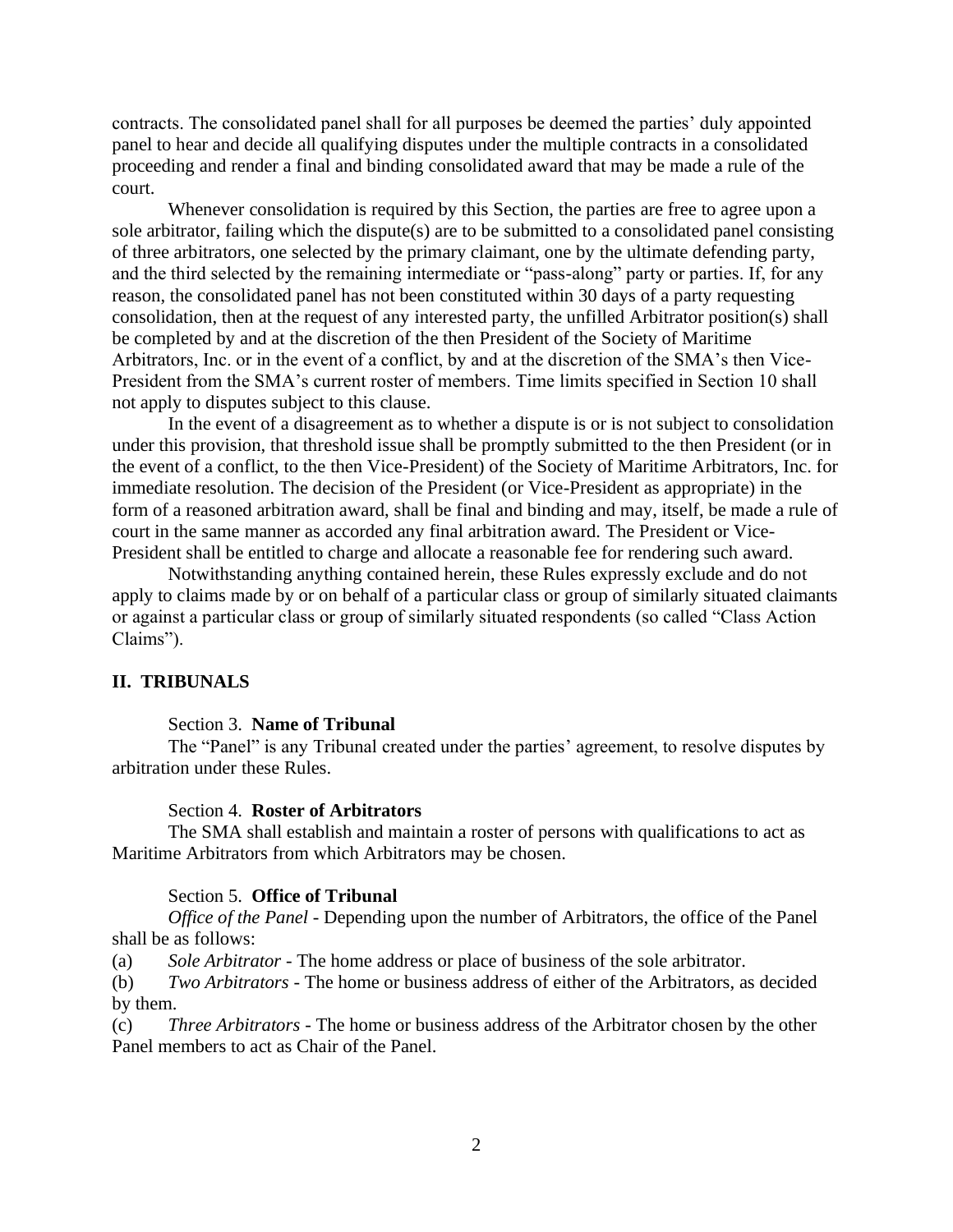contracts. The consolidated panel shall for all purposes be deemed the parties' duly appointed panel to hear and decide all qualifying disputes under the multiple contracts in a consolidated proceeding and render a final and binding consolidated award that may be made a rule of the court.

Whenever consolidation is required by this Section, the parties are free to agree upon a sole arbitrator, failing which the dispute(s) are to be submitted to a consolidated panel consisting of three arbitrators, one selected by the primary claimant, one by the ultimate defending party, and the third selected by the remaining intermediate or "pass-along" party or parties. If, for any reason, the consolidated panel has not been constituted within 30 days of a party requesting consolidation, then at the request of any interested party, the unfilled Arbitrator position(s) shall be completed by and at the discretion of the then President of the Society of Maritime Arbitrators, Inc. or in the event of a conflict, by and at the discretion of the SMA's then Vice-President from the SMA's current roster of members. Time limits specified in Section 10 shall not apply to disputes subject to this clause.

In the event of a disagreement as to whether a dispute is or is not subject to consolidation under this provision, that threshold issue shall be promptly submitted to the then President (or in the event of a conflict, to the then Vice-President) of the Society of Maritime Arbitrators, Inc. for immediate resolution. The decision of the President (or Vice-President as appropriate) in the form of a reasoned arbitration award, shall be final and binding and may, itself, be made a rule of court in the same manner as accorded any final arbitration award. The President or Vice-President shall be entitled to charge and allocate a reasonable fee for rendering such award.

Notwithstanding anything contained herein, these Rules expressly exclude and do not apply to claims made by or on behalf of a particular class or group of similarly situated claimants or against a particular class or group of similarly situated respondents (so called "Class Action Claims").

## II. TRIBUNALS

### Section 3. **Name of Tribunal**

The "Panel" is any Tribunal created under the parties' agreement, to resolve disputes by arbitration under these Rules.

### Section 4. **Roster of Arbitrators**

The SMA shall establish and maintain a roster of persons with qualifications to act as Maritime Arbitrators from which Arbitrators may be chosen.

### Section 5. **Office of Tribunal**

*Office of the Panel* - Depending upon the number of Arbitrators, the office of the Panel shall be as follows:

(a) *Sole Arbitrator* - The home address or place of business of the sole arbitrator.

(b) *Two Arbitrators* - The home or business address of either of the Arbitrators, as decided by them.

(c) *Three Arbitrators* - The home or business address of the Arbitrator chosen by the other Panel members to act as Chair of the Panel.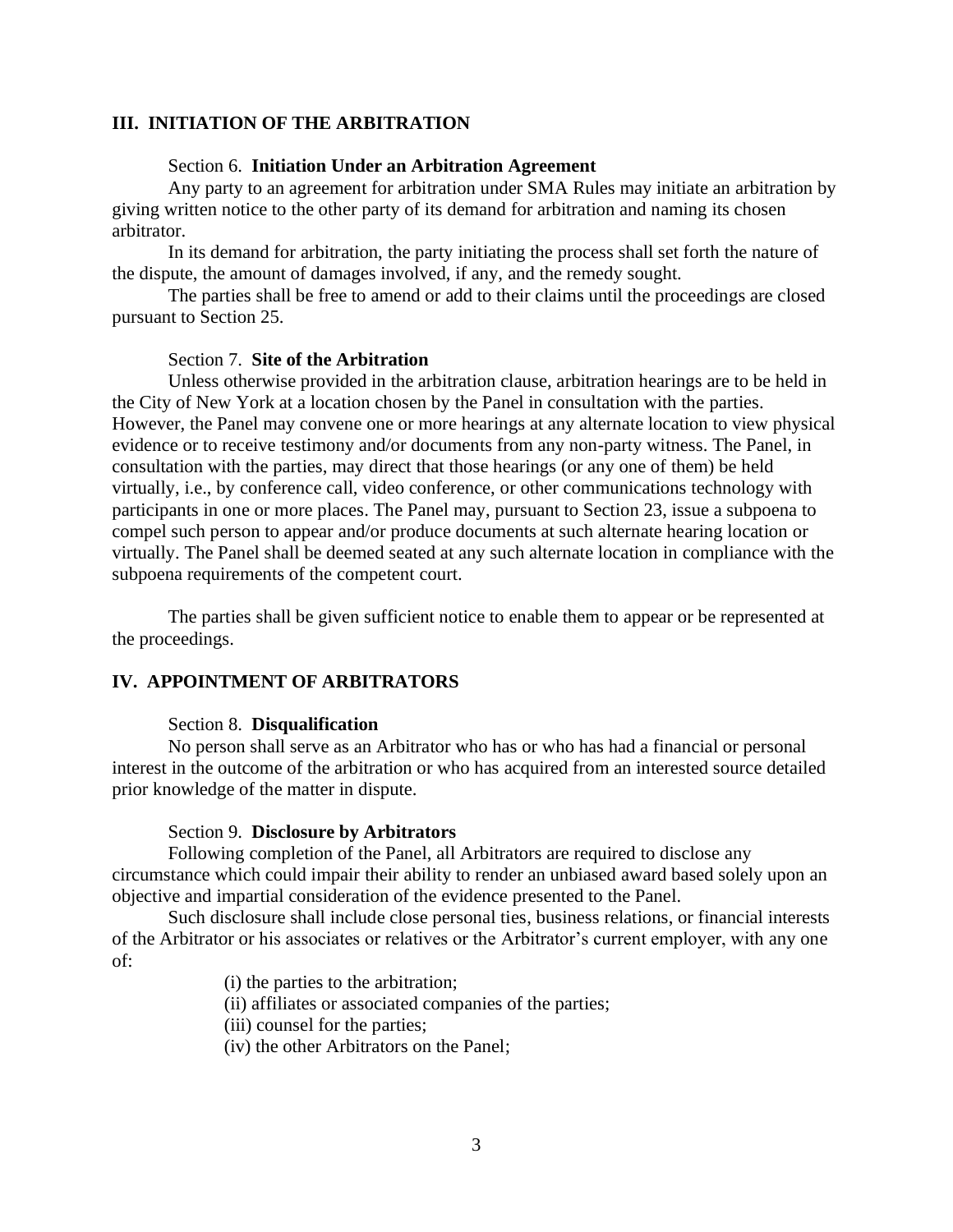## III. INITIATION OF THE ARBITRATION

### Section 6. **Initiation Under an Arbitration Agreement**

Any party to an agreement for arbitration under SMA Rules may initiate an arbitration by giving written notice to the other party of its demand for arbitration and naming its chosen arbitrator.

In its demand for arbitration, the party initiating the process shall set forth the nature of the dispute, the amount of damages involved, if any, and the remedy sought.

The parties shall be free to amend or add to their claims until the proceedings are closed pursuant to Section 25.

### Section 7. **Site of the Arbitration**

Unless otherwise provided in the arbitration clause, arbitration hearings are to be held in the City of New York at a location chosen by the Panel in consultation with the parties. However, the Panel may convene one or more hearings at any alternate location to view physical evidence or to receive testimony and/or documents from any non-party witness. The Panel, in consultation with the parties, may direct that those hearings (or any one of them) be held virtually, i.e., by conference call, video conference, or other communications technology with participants in one or more places. The Panel may, pursuant to Section 23, issue a subpoena to compel such person to appear and/or produce documents at such alternate hearing location or virtually. The Panel shall be deemed seated at any such alternate location in compliance with the subpoena requirements of the competent court.

The parties shall be given sufficient notice to enable them to appear or be represented at the proceedings.

## IV. APPOINTMENT OF ARBITRATORS

### Section 8. **Disqualification**

No person shall serve as an Arbitrator who has or who has had a financial or personal interest in the outcome of the arbitration or who has acquired from an interested source detailed prior knowledge of the matter in dispute.

### Section 9. **Disclosure by Arbitrators**

Following completion of the Panel, all Arbitrators are required to disclose any circumstance which could impair their ability to render an unbiased award based solely upon an objective and impartial consideration of the evidence presented to the Panel.

Such disclosure shall include close personal ties, business relations, or financial interests of the Arbitrator or his associates or relatives or the Arbitrator's current employer, with any one of:

(i) the parties to the arbitration;

(ii) affiliates or associated companies of the parties;

(iii) counsel for the parties;

(iv) the other Arbitrators on the Panel;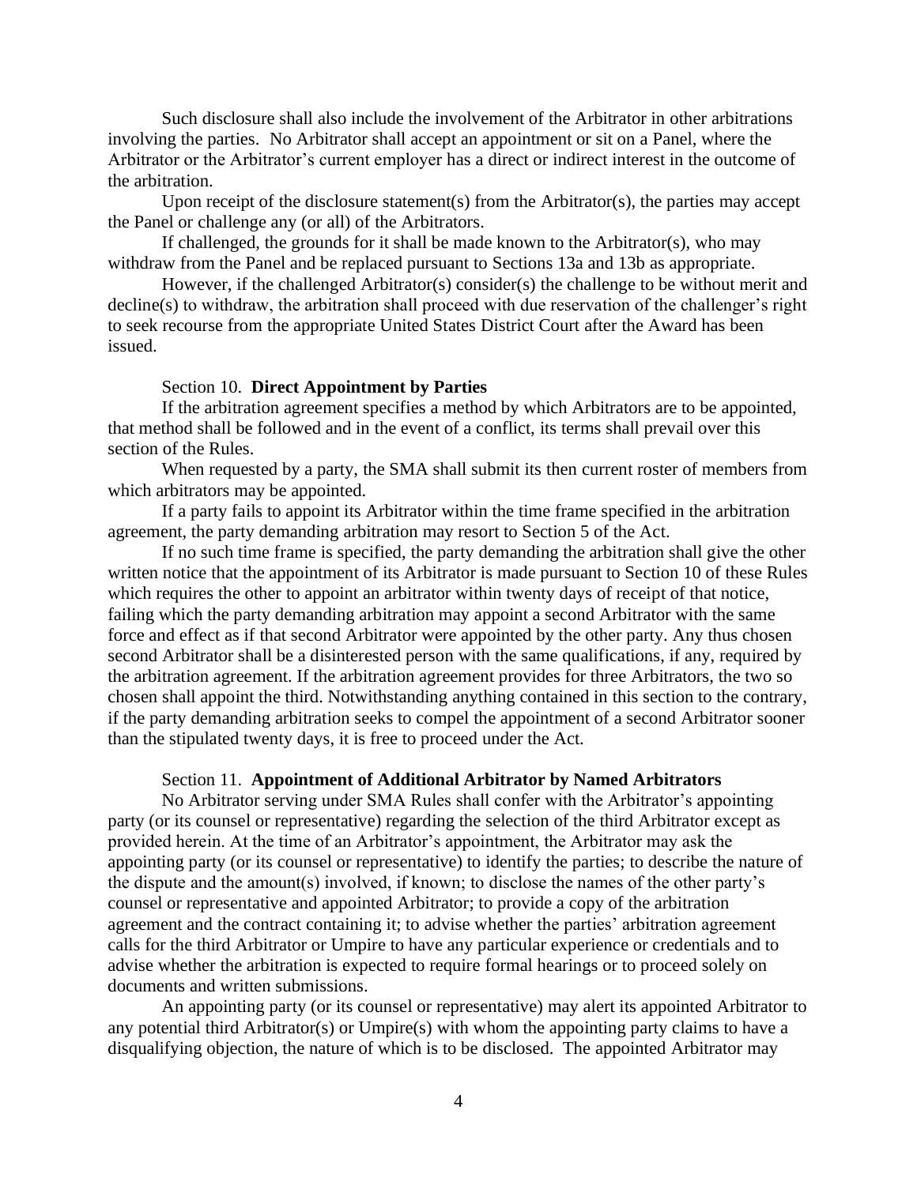Such disclosure shall also include the involvement of the Arbitrator in other arbitrations involving the parties. No Arbitrator shall accept an appointment or sit on a Panel, where the Arbitrator or the Arbitrator's current employer has a direct or indirect interest in the outcome of the arbitration.

Upon receipt of the disclosure statement(s) from the Arbitrator(s), the parties may accept the Panel or challenge any (or all) of the Arbitrators.

If challenged, the grounds for it shall be made known to the Arbitrator(s), who may withdraw from the Panel and be replaced pursuant to Sections 13a and 13b as appropriate.

However, if the challenged Arbitrator(s) consider(s) the challenge to be without merit and decline(s) to withdraw, the arbitration shall proceed with due reservation of the challenger's right to seek recourse from the appropriate United States District Court after the Award has been issued.

### Section 10. **Direct Appointment by Parties**

If the arbitration agreement specifies a method by which Arbitrators are to be appointed, that method shall be followed and in the event of a conflict, its terms shall prevail over this section of the Rules.

When requested by a party, the SMA shall submit its then current roster of members from which arbitrators may be appointed.

If a party fails to appoint its Arbitrator within the time frame specified in the arbitration agreement, the party demanding arbitration may resort to Section 5 of the Act.

If no such time frame is specified, the party demanding the arbitration shall give the other written notice that the appointment of its Arbitrator is made pursuant to Section 10 of these Rules which requires the other to appoint an arbitrator within twenty days of receipt of that notice, failing which the party demanding arbitration may appoint a second Arbitrator with the same force and effect as if that second Arbitrator were appointed by the other party. Any thus chosen second Arbitrator shall be a disinterested person with the same qualifications, if any, required by the arbitration agreement. If the arbitration agreement provides for three Arbitrators, the two so chosen shall appoint the third. Notwithstanding anything contained in this section to the contrary, if the party demanding arbitration seeks to compel the appointment of a second Arbitrator sooner than the stipulated twenty days, it is free to proceed under the Act.

### Section 11. **Appointment of Additional Arbitrator by Named Arbitrators**

No Arbitrator serving under SMA Rules shall confer with the Arbitrator's appointing party (or its counsel or representative) regarding the selection of the third Arbitrator except as provided herein. At the time of an Arbitrator's appointment, the Arbitrator may ask the appointing party (or its counsel or representative) to identify the parties; to describe the nature of the dispute and the amount(s) involved, if known; to disclose the names of the other party's counsel or representative and appointed Arbitrator; to provide a copy of the arbitration agreement and the contract containing it; to advise whether the parties' arbitration agreement calls for the third Arbitrator or Umpire to have any particular experience or credentials and to advise whether the arbitration is expected to require formal hearings or to proceed solely on documents and written submissions.

An appointing party (or its counsel or representative) may alert its appointed Arbitrator to any potential third Arbitrator(s) or Umpire(s) with whom the appointing party claims to have a disqualifying objection, the nature of which is to be disclosed. The appointed Arbitrator may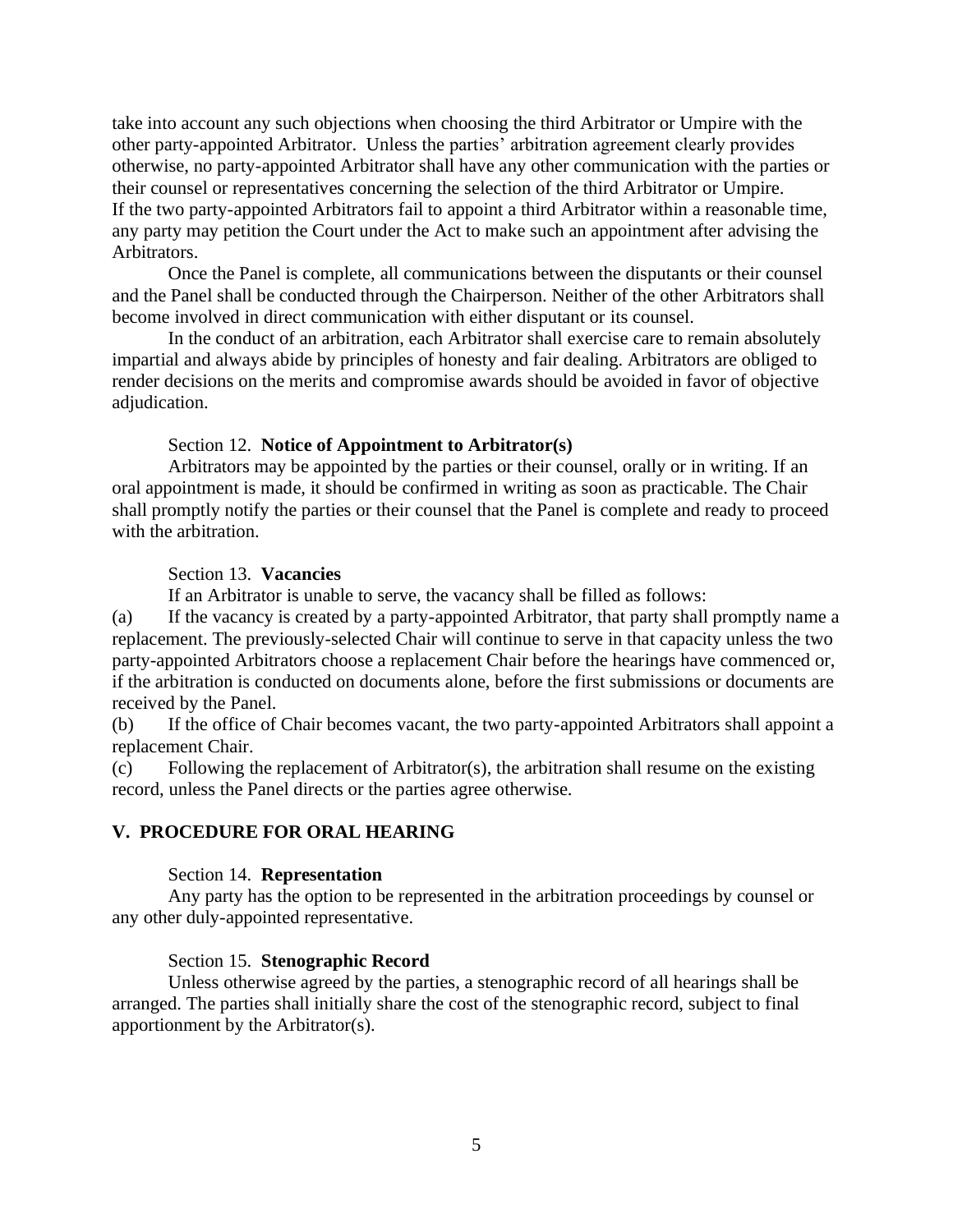take into account any such objections when choosing the third Arbitrator or Umpire with the other party-appointed Arbitrator. Unless the parties' arbitration agreement clearly provides otherwise, no party-appointed Arbitrator shall have any other communication with the parties or their counsel or representatives concerning the selection of the third Arbitrator or Umpire. If the two party-appointed Arbitrators fail to appoint a third Arbitrator within a reasonable time, any party may petition the Court under the Act to make such an appointment after advising the Arbitrators.

Once the Panel is complete, all communications between the disputants or their counsel and the Panel shall be conducted through the Chairperson. Neither of the other Arbitrators shall become involved in direct communication with either disputant or its counsel.

In the conduct of an arbitration, each Arbitrator shall exercise care to remain absolutely impartial and always abide by principles of honesty and fair dealing. Arbitrators are obliged to render decisions on the merits and compromise awards should be avoided in favor of objective adjudication.

Section 12. **Notice of Appointment to Arbitrator(s)**

Arbitrators may be appointed by the parties or their counsel, orally or in writing. If an oral appointment is made, it should be confirmed in writing as soon as practicable. The Chair shall promptly notify the parties or their counsel that the Panel is complete and ready to proceed with the arbitration.

Section 13. **Vacancies**

If an Arbitrator is unable to serve, the vacancy shall be filled as follows:

(a) If the vacancy is created by a party-appointed Arbitrator, that party shall promptly name a replacement. The previously-selected Chair will continue to serve in that capacity unless the two party-appointed Arbitrators choose a replacement Chair before the hearings have commenced or, if the arbitration is conducted on documents alone, before the first submissions or documents are received by the Panel.

(b) If the office of Chair becomes vacant, the two party-appointed Arbitrators shall appoint a replacement Chair.

(c) Following the replacement of Arbitrator(s), the arbitration shall resume on the existing record, unless the Panel directs or the parties agree otherwise.

## V. PROCEDURE FOR ORAL HEARING

Section 14. **Representation**

Any party has the option to be represented in the arbitration proceedings by counsel or any other duly-appointed representative.

Section 15. **Stenographic Record**

Unless otherwise agreed by the parties, a stenographic record of all hearings shall be arranged. The parties shall initially share the cost of the stenographic record, subject to final apportionment by the Arbitrator(s).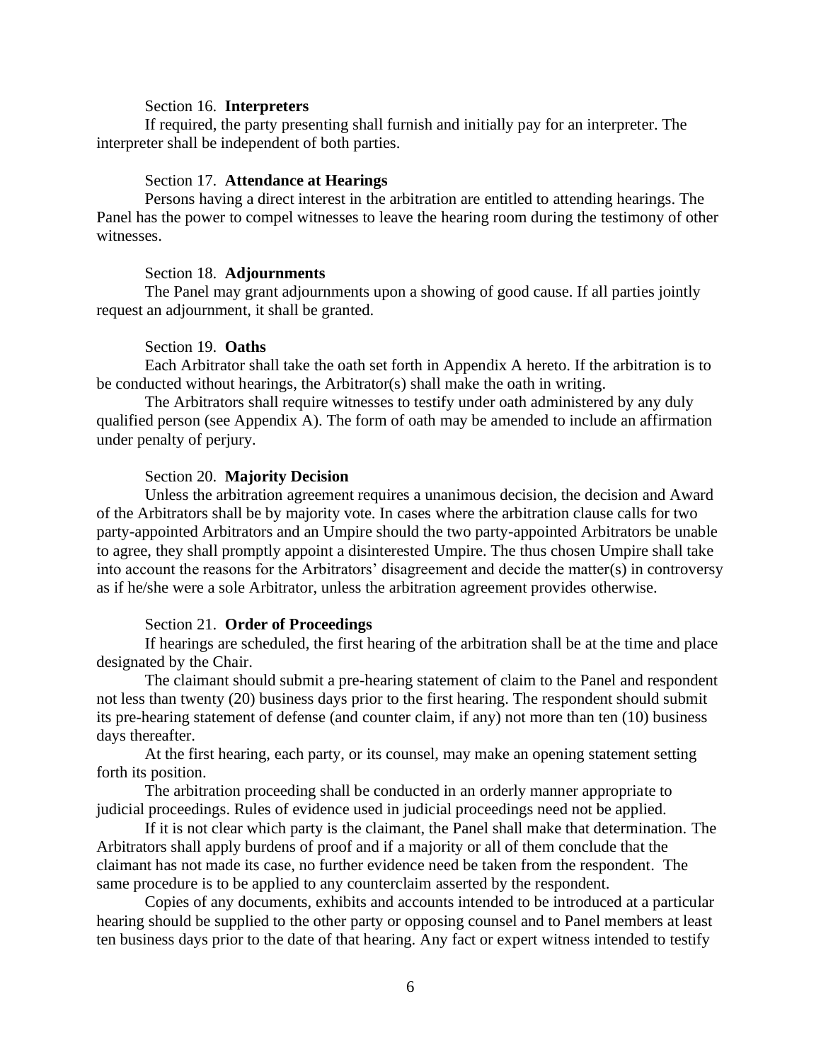Section 16. **Interpreters**

If required, the party presenting shall furnish and initially pay for an interpreter. The interpreter shall be independent of both parties.

Section 17. **Attendance at Hearings**

Persons having a direct interest in the arbitration are entitled to attending hearings. The Panel has the power to compel witnesses to leave the hearing room during the testimony of other witnesses.

Section 18. **Adjournments**

The Panel may grant adjournments upon a showing of good cause. If all parties jointly request an adjournment, it shall be granted.

Section 19. **Oaths**

Each Arbitrator shall take the oath set forth in Appendix A hereto. If the arbitration is to be conducted without hearings, the Arbitrator(s) shall make the oath in writing.

The Arbitrators shall require witnesses to testify under oath administered by any duly qualified person (see Appendix A). The form of oath may be amended to include an affirmation under penalty of perjury.

Section 20. **Majority Decision**

Unless the arbitration agreement requires a unanimous decision, the decision and Award of the Arbitrators shall be by majority vote. In cases where the arbitration clause calls for two party-appointed Arbitrators and an Umpire should the two party-appointed Arbitrators be unable to agree, they shall promptly appoint a disinterested Umpire. The thus chosen Umpire shall take into account the reasons for the Arbitrators' disagreement and decide the matter(s) in controversy as if he/she were a sole Arbitrator, unless the arbitration agreement provides otherwise.

Section 21. **Order of Proceedings**

If hearings are scheduled, the first hearing of the arbitration shall be at the time and place designated by the Chair.

The claimant should submit a pre-hearing statement of claim to the Panel and respondent not less than twenty (20) business days prior to the first hearing. The respondent should submit its pre-hearing statement of defense (and counter claim, if any) not more than ten (10) business days thereafter.

At the first hearing, each party, or its counsel, may make an opening statement setting forth its position.

The arbitration proceeding shall be conducted in an orderly manner appropriate to judicial proceedings. Rules of evidence used in judicial proceedings need not be applied.

If it is not clear which party is the claimant, the Panel shall make that determination. The Arbitrators shall apply burdens of proof and if a majority or all of them conclude that the claimant has not made its case, no further evidence need be taken from the respondent. The same procedure is to be applied to any counterclaim asserted by the respondent.

Copies of any documents, exhibits and accounts intended to be introduced at a particular hearing should be supplied to the other party or opposing counsel and to Panel members at least ten business days prior to the date of that hearing. Any fact or expert witness intended to testify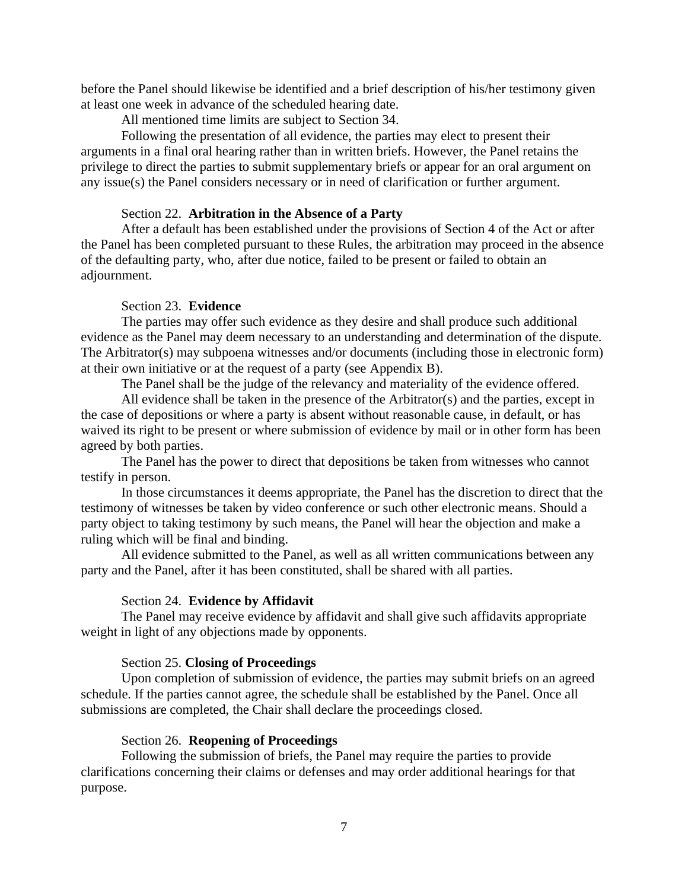before the Panel should likewise be identified and a brief description of his/her testimony given at least one week in advance of the scheduled hearing date.

All mentioned time limits are subject to Section 34.

Following the presentation of all evidence, the parties may elect to present their arguments in a final oral hearing rather than in written briefs. However, the Panel retains the privilege to direct the parties to submit supplementary briefs or appear for an oral argument on any issue(s) the Panel considers necessary or in need of clarification or further argument.

Section 22. **Arbitration in the Absence of a Party**

After a default has been established under the provisions of Section 4 of the Act or after the Panel has been completed pursuant to these Rules, the arbitration may proceed in the absence of the defaulting party, who, after due notice, failed to be present or failed to obtain an adjournment.

Section 23. **Evidence**

The parties may offer such evidence as they desire and shall produce such additional evidence as the Panel may deem necessary to an understanding and determination of the dispute. The Arbitrator(s) may subpoena witnesses and/or documents (including those in electronic form) at their own initiative or at the request of a party (see Appendix B).

The Panel shall be the judge of the relevancy and materiality of the evidence offered.

All evidence shall be taken in the presence of the Arbitrator(s) and the parties, except in the case of depositions or where a party is absent without reasonable cause, in default, or has waived its right to be present or where submission of evidence by mail or in other form has been agreed by both parties.

The Panel has the power to direct that depositions be taken from witnesses who cannot testify in person.

In those circumstances it deems appropriate, the Panel has the discretion to direct that the testimony of witnesses be taken by video conference or such other electronic means. Should a party object to taking testimony by such means, the Panel will hear the objection and make a ruling which will be final and binding.

All evidence submitted to the Panel, as well as all written communications between any party and the Panel, after it has been constituted, shall be shared with all parties.

Section 24. **Evidence by Affidavit**

The Panel may receive evidence by affidavit and shall give such affidavits appropriate weight in light of any objections made by opponents.

Section 25. **Closing of Proceedings**

Upon completion of submission of evidence, the parties may submit briefs on an agreed schedule. If the parties cannot agree, the schedule shall be established by the Panel. Once all submissions are completed, the Chair shall declare the proceedings closed.

Section 26. **Reopening of Proceedings**

Following the submission of briefs, the Panel may require the parties to provide clarifications concerning their claims or defenses and may order additional hearings for that purpose.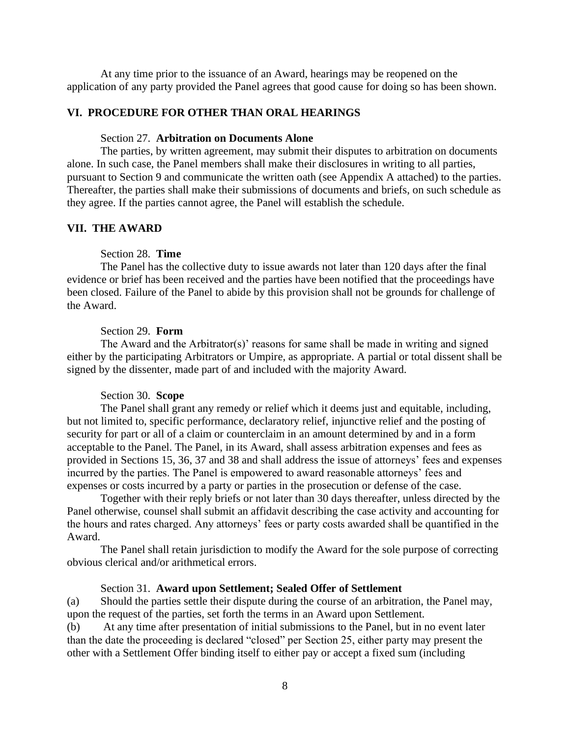At any time prior to the issuance of an Award, hearings may be reopened on the application of any party provided the Panel agrees that good cause for doing so has been shown.

## VI. PROCEDURE FOR OTHER THAN ORAL HEARINGS

### Section 27. **Arbitration on Documents Alone**

The parties, by written agreement, may submit their disputes to arbitration on documents alone. In such case, the Panel members shall make their disclosures in writing to all parties, pursuant to Section 9 and communicate the written oath (see Appendix A attached) to the parties. Thereafter, the parties shall make their submissions of documents and briefs, on such schedule as they agree. If the parties cannot agree, the Panel will establish the schedule.

## VII. THE AWARD

### Section 28. **Time**

The Panel has the collective duty to issue awards not later than 120 days after the final evidence or brief has been received and the parties have been notified that the proceedings have been closed. Failure of the Panel to abide by this provision shall not be grounds for challenge of the Award.

### Section 29. **Form**

The Award and the Arbitrator(s)' reasons for same shall be made in writing and signed either by the participating Arbitrators or Umpire, as appropriate. A partial or total dissent shall be signed by the dissenter, made part of and included with the majority Award.

### Section 30. **Scope**

The Panel shall grant any remedy or relief which it deems just and equitable, including, but not limited to, specific performance, declaratory relief, injunctive relief and the posting of security for part or all of a claim or counterclaim in an amount determined by and in a form acceptable to the Panel. The Panel, in its Award, shall assess arbitration expenses and fees as provided in Sections 15, 36, 37 and 38 and shall address the issue of attorneys' fees and expenses incurred by the parties. The Panel is empowered to award reasonable attorneys' fees and expenses or costs incurred by a party or parties in the prosecution or defense of the case.

Together with their reply briefs or not later than 30 days thereafter, unless directed by the Panel otherwise, counsel shall submit an affidavit describing the case activity and accounting for the hours and rates charged. Any attorneys' fees or party costs awarded shall be quantified in the Award.

The Panel shall retain jurisdiction to modify the Award for the sole purpose of correcting obvious clerical and/or arithmetical errors.

### Section 31. **Award upon Settlement; Sealed Offer of Settlement**

(a) Should the parties settle their dispute during the course of an arbitration, the Panel may, upon the request of the parties, set forth the terms in an Award upon Settlement.

(b) At any time after presentation of initial submissions to the Panel, but in no event later than the date the proceeding is declared "closed" per Section 25, either party may present the other with a Settlement Offer binding itself to either pay or accept a fixed sum (including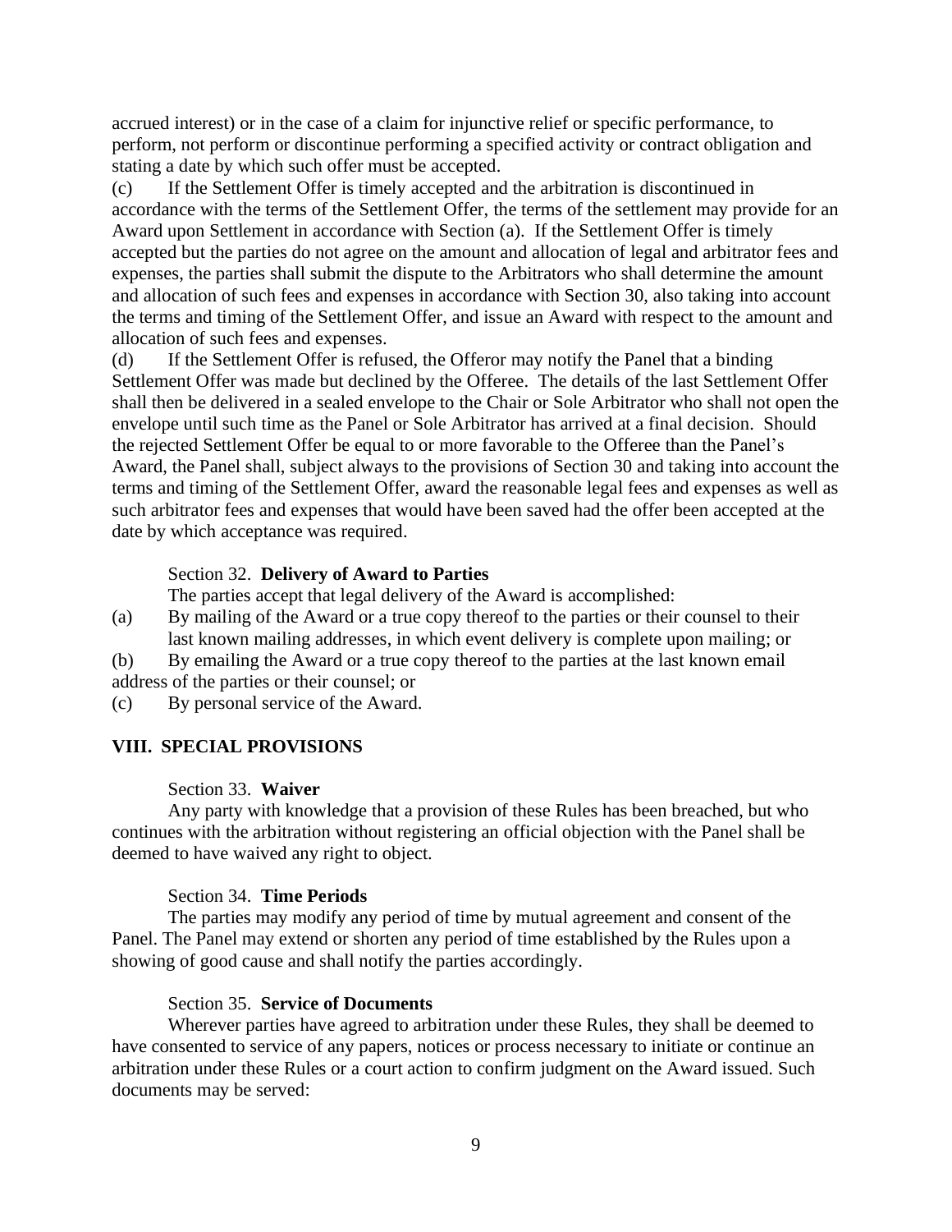accrued interest) or in the case of a claim for injunctive relief or specific performance, to perform, not perform or discontinue performing a specified activity or contract obligation and stating a date by which such offer must be accepted.

(c) If the Settlement Offer is timely accepted and the arbitration is discontinued in accordance with the terms of the Settlement Offer, the terms of the settlement may provide for an Award upon Settlement in accordance with Section (a). If the Settlement Offer is timely accepted but the parties do not agree on the amount and allocation of legal and arbitrator fees and expenses, the parties shall submit the dispute to the Arbitrators who shall determine the amount and allocation of such fees and expenses in accordance with Section 30, also taking into account the terms and timing of the Settlement Offer, and issue an Award with respect to the amount and allocation of such fees and expenses.

(d) If the Settlement Offer is refused, the Offeror may notify the Panel that a binding Settlement Offer was made but declined by the Offeree. The details of the last Settlement Offer shall then be delivered in a sealed envelope to the Chair or Sole Arbitrator who shall not open the envelope until such time as the Panel or Sole Arbitrator has arrived at a final decision. Should the rejected Settlement Offer be equal to or more favorable to the Offeree than the Panel's Award, the Panel shall, subject always to the provisions of Section 30 and taking into account the terms and timing of the Settlement Offer, award the reasonable legal fees and expenses as well as such arbitrator fees and expenses that would have been saved had the offer been accepted at the date by which acceptance was required.

### Section 32. **Delivery of Award to Parties**

The parties accept that legal delivery of the Award is accomplished:

(a) By mailing of the Award or a true copy thereof to the parties or their counsel to their last known mailing addresses, in which event delivery is complete upon mailing; or

(b) By emailing the Award or a true copy thereof to the parties at the last known email address of the parties or their counsel; or

(c) By personal service of the Award.

## VIII. SPECIAL PROVISIONS

### Section 33. **Waiver**

Any party with knowledge that a provision of these Rules has been breached, but who continues with the arbitration without registering an official objection with the Panel shall be deemed to have waived any right to object.

### Section 34. **Time Periods**

The parties may modify any period of time by mutual agreement and consent of the Panel. The Panel may extend or shorten any period of time established by the Rules upon a showing of good cause and shall notify the parties accordingly.

### Section 35. **Service of Documents**

Wherever parties have agreed to arbitration under these Rules, they shall be deemed to have consented to service of any papers, notices or process necessary to initiate or continue an arbitration under these Rules or a court action to confirm judgment on the Award issued. Such documents may be served: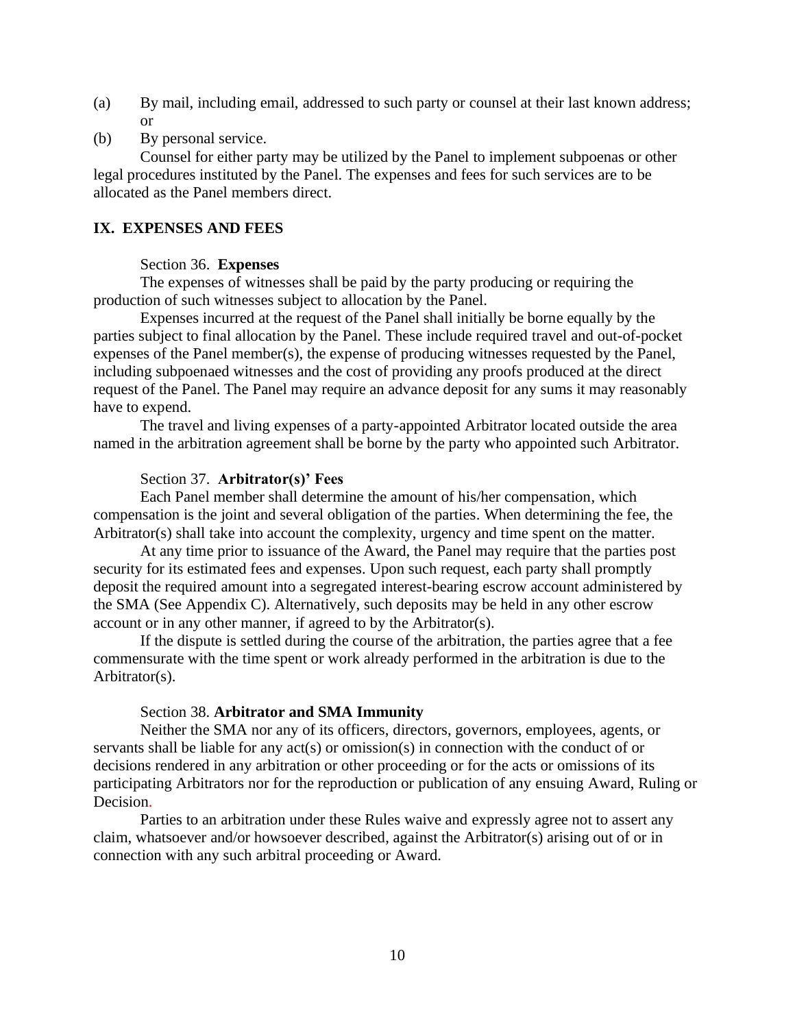(a) By mail, including email, addressed to such party or counsel at their last known address; or

(b) By personal service.

Counsel for either party may be utilized by the Panel to implement subpoenas or other legal procedures instituted by the Panel. The expenses and fees for such services are to be allocated as the Panel members direct.

## IX. EXPENSES AND FEES

Section 36. **Expenses**

The expenses of witnesses shall be paid by the party producing or requiring the production of such witnesses subject to allocation by the Panel.

Expenses incurred at the request of the Panel shall initially be borne equally by the parties subject to final allocation by the Panel. These include required travel and out-of-pocket expenses of the Panel member(s), the expense of producing witnesses requested by the Panel, including subpoenaed witnesses and the cost of providing any proofs produced at the direct request of the Panel. The Panel may require an advance deposit for any sums it may reasonably have to expend.

The travel and living expenses of a party-appointed Arbitrator located outside the area named in the arbitration agreement shall be borne by the party who appointed such Arbitrator.

Section 37. **Arbitrator(s)' Fees**

Each Panel member shall determine the amount of his/her compensation, which compensation is the joint and several obligation of the parties. When determining the fee, the Arbitrator(s) shall take into account the complexity, urgency and time spent on the matter.

At any time prior to issuance of the Award, the Panel may require that the parties post security for its estimated fees and expenses. Upon such request, each party shall promptly deposit the required amount into a segregated interest-bearing escrow account administered by the SMA (See Appendix C). Alternatively, such deposits may be held in any other escrow account or in any other manner, if agreed to by the Arbitrator(s).

If the dispute is settled during the course of the arbitration, the parties agree that a fee commensurate with the time spent or work already performed in the arbitration is due to the Arbitrator(s).

Section 38. **Arbitrator and SMA Immunity**

Neither the SMA nor any of its officers, directors, governors, employees, agents, or servants shall be liable for any act(s) or omission(s) in connection with the conduct of or decisions rendered in any arbitration or other proceeding or for the acts or omissions of its participating Arbitrators nor for the reproduction or publication of any ensuing Award, Ruling or Decision.

Parties to an arbitration under these Rules waive and expressly agree not to assert any claim, whatsoever and/or howsoever described, against the Arbitrator(s) arising out of or in connection with any such arbitral proceeding or Award.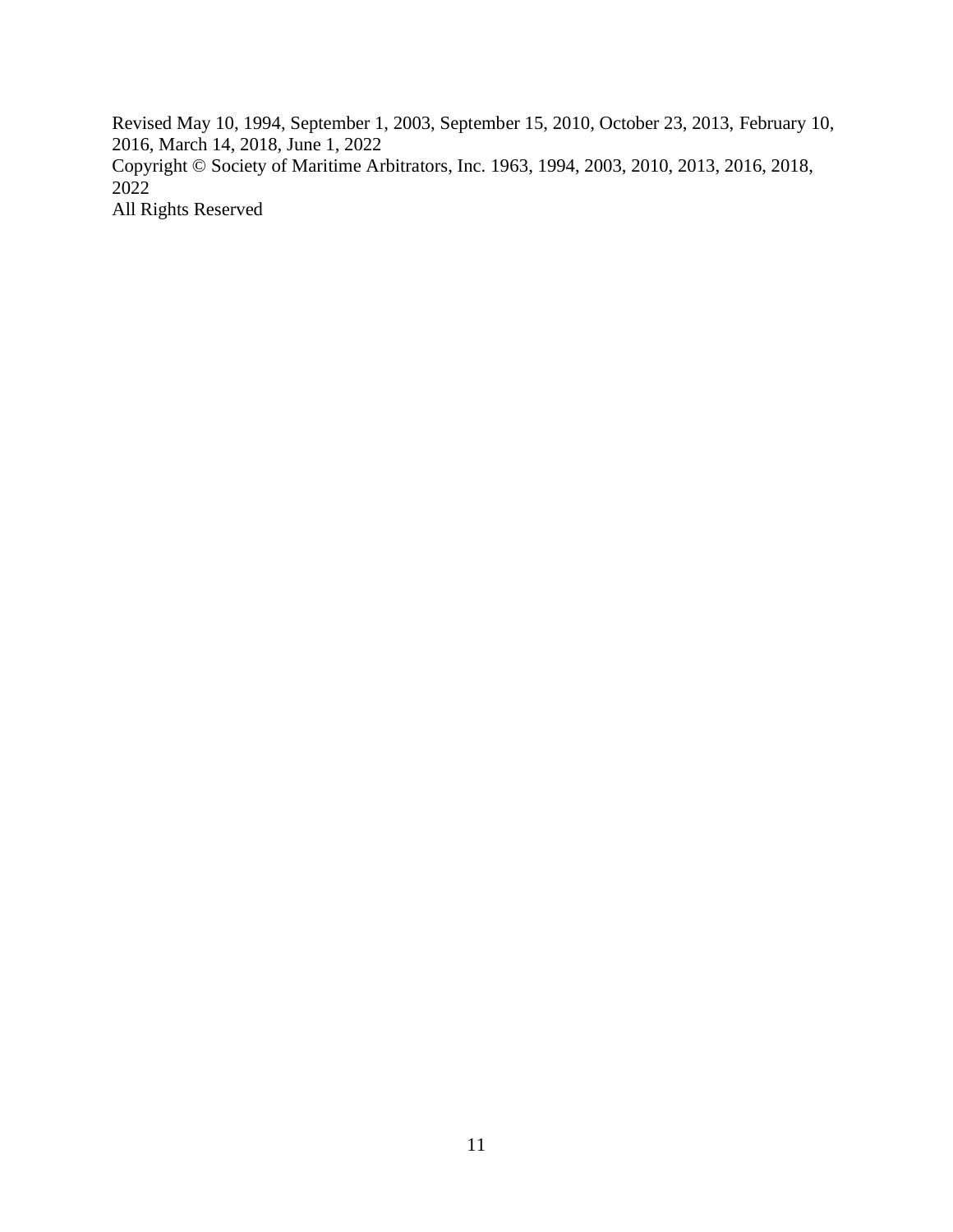Revised May 10, 1994, September 1, 2003, September 15, 2010, October 23, 2013, February 10, 2016, March 14, 2018, June 1, 2022
Copyright © Society of Maritime Arbitrators, Inc. 1963, 1994, 2003, 2010, 2013, 2016, 2018, 2022
All Rights Reserved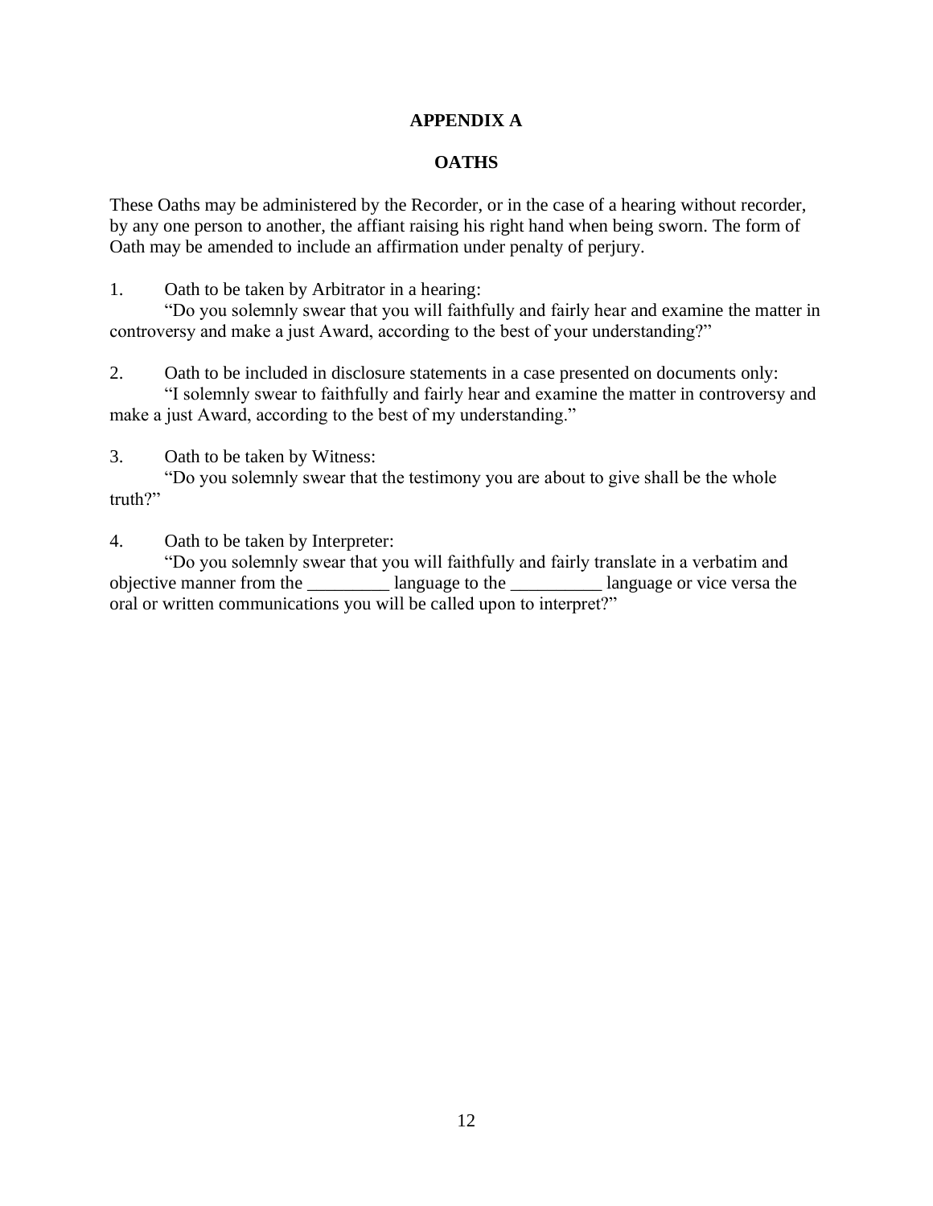## APPENDIX A

## OATHS

These Oaths may be administered by the Recorder, or in the case of a hearing without recorder, by any one person to another, the affiant raising his right hand when being sworn. The form of Oath may be amended to include an affirmation under penalty of perjury.

1. Oath to be taken by Arbitrator in a hearing:
   "Do you solemnly swear that you will faithfully and fairly hear and examine the matter in controversy and make a just Award, according to the best of your understanding?"

2. Oath to be included in disclosure statements in a case presented on documents only:
   "I solemnly swear to faithfully and fairly hear and examine the matter in controversy and make a just Award, according to the best of my understanding."

3. Oath to be taken by Witness:
   "Do you solemnly swear that the testimony you are about to give shall be the whole truth?"

4. Oath to be taken by Interpreter:
   "Do you solemnly swear that you will faithfully and fairly translate in a verbatim and objective manner from the _________ language to the __________ language or vice versa the oral or written communications you will be called upon to interpret?"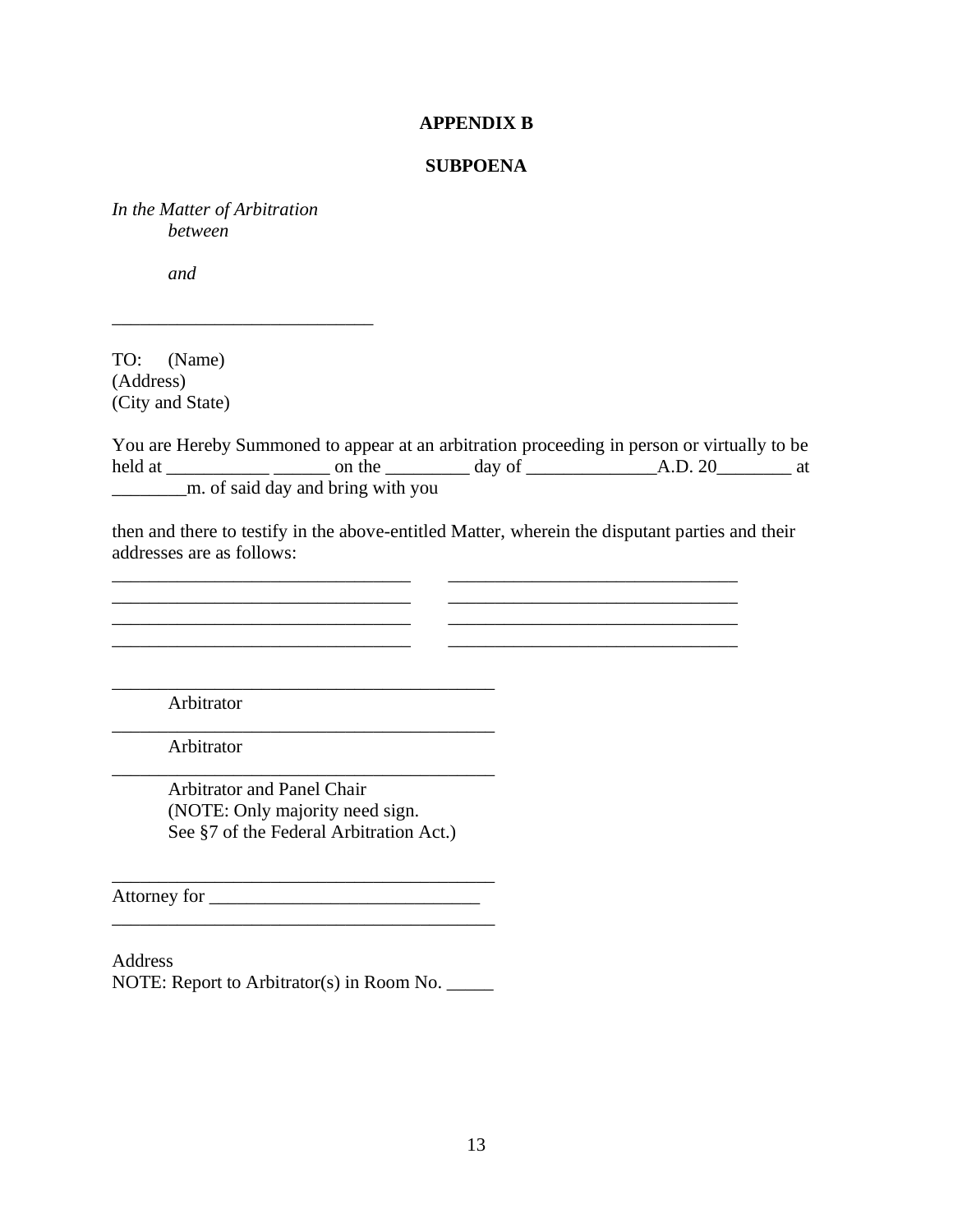**APPENDIX B**

**SUBPOENA**

*In the Matter of Arbitration*
*between*

*and*

____________________________

TO: (Name)
(Address)
(City and State)

You are Hereby Summoned to appear at an arbitration proceeding in person or virtually to be held at ___________ ______ on the _________ day of ______________A.D. 20________ at ________m. of said day and bring with you

then and there to testify in the above-entitled Matter, wherein the disputant parties and their addresses are as follows:

________________________________ ________________________________
________________________________ ________________________________
________________________________ ________________________________
________________________________ ________________________________

_________________________________________
Arbitrator

_________________________________________
Arbitrator

_________________________________________
Arbitrator and Panel Chair
(NOTE: Only majority need sign.
See §7 of the Federal Arbitration Act.)

_________________________________________
Attorney for _____________________________

_________________________________________
Address

NOTE: Report to Arbitrator(s) in Room No. _____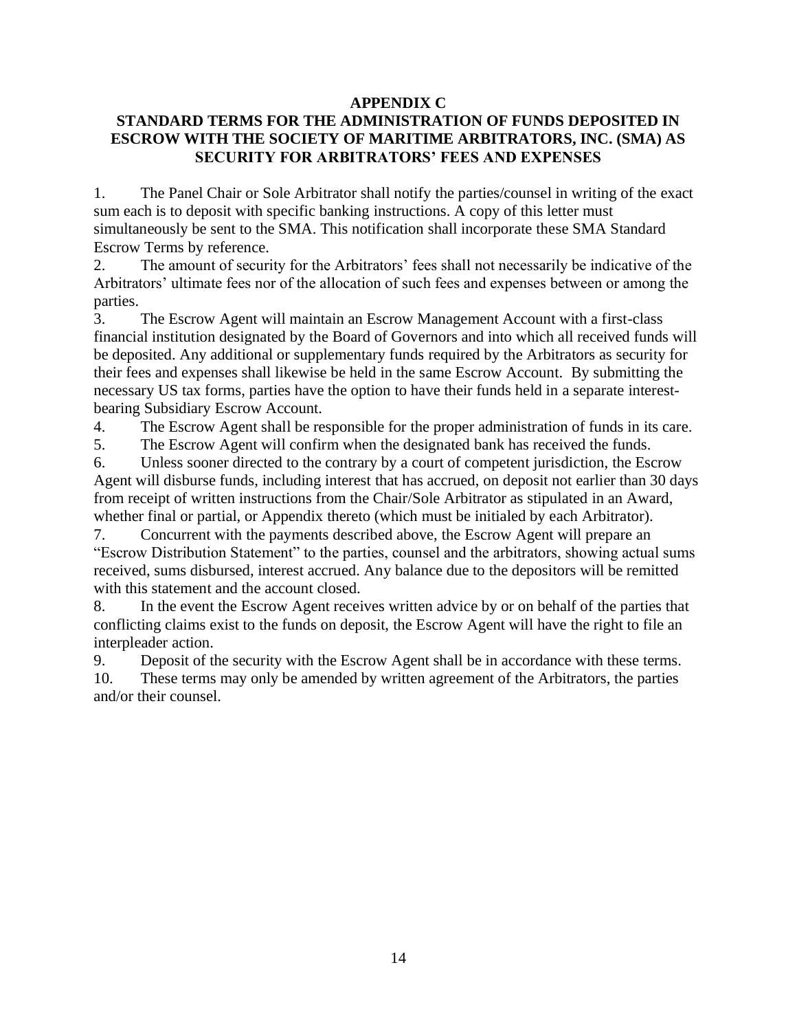# APPENDIX C

## STANDARD TERMS FOR THE ADMINISTRATION OF FUNDS DEPOSITED IN ESCROW WITH THE SOCIETY OF MARITIME ARBITRATORS, INC. (SMA) AS SECURITY FOR ARBITRATORS' FEES AND EXPENSES

1. The Panel Chair or Sole Arbitrator shall notify the parties/counsel in writing of the exact sum each is to deposit with specific banking instructions. A copy of this letter must simultaneously be sent to the SMA. This notification shall incorporate these SMA Standard Escrow Terms by reference.
2. The amount of security for the Arbitrators' fees shall not necessarily be indicative of the Arbitrators' ultimate fees nor of the allocation of such fees and expenses between or among the parties.
3. The Escrow Agent will maintain an Escrow Management Account with a first-class financial institution designated by the Board of Governors and into which all received funds will be deposited. Any additional or supplementary funds required by the Arbitrators as security for their fees and expenses shall likewise be held in the same Escrow Account. By submitting the necessary US tax forms, parties have the option to have their funds held in a separate interest-bearing Subsidiary Escrow Account.
4. The Escrow Agent shall be responsible for the proper administration of funds in its care.
5. The Escrow Agent will confirm when the designated bank has received the funds.
6. Unless sooner directed to the contrary by a court of competent jurisdiction, the Escrow Agent will disburse funds, including interest that has accrued, on deposit not earlier than 30 days from receipt of written instructions from the Chair/Sole Arbitrator as stipulated in an Award, whether final or partial, or Appendix thereto (which must be initialed by each Arbitrator).
7. Concurrent with the payments described above, the Escrow Agent will prepare an "Escrow Distribution Statement" to the parties, counsel and the arbitrators, showing actual sums received, sums disbursed, interest accrued. Any balance due to the depositors will be remitted with this statement and the account closed.
8. In the event the Escrow Agent receives written advice by or on behalf of the parties that conflicting claims exist to the funds on deposit, the Escrow Agent will have the right to file an interpleader action.
9. Deposit of the security with the Escrow Agent shall be in accordance with these terms.
10. These terms may only be amended by written agreement of the Arbitrators, the parties and/or their counsel.